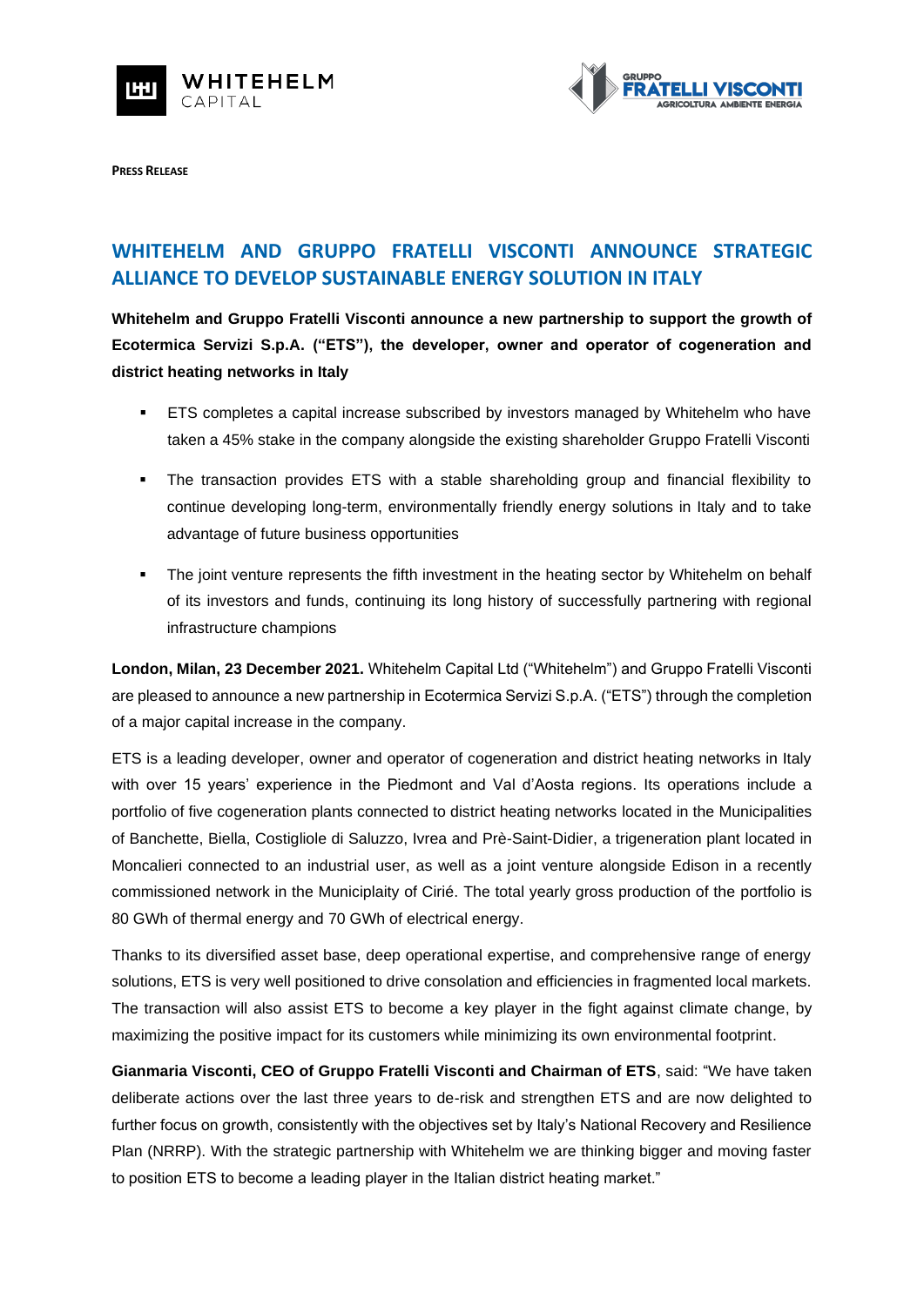**Press Release**

# WHITEHELM AND GRUPPO FRATELLI VISCONTI ANNOUNCE STRATEGIC ALLIANCE TO DEVELOP SUSTAINABLE ENERGY SOLUTION IN ITALY

**Whitehelm and Gruppo Fratelli Visconti announce a new partnership to support the growth of Ecotermica Servizi S.p.A. ("ETS"), the developer, owner and operator of cogeneration and district heating networks in Italy**

- ETS completes a capital increase subscribed by investors managed by Whitehelm who have taken a 45% stake in the company alongside the existing shareholder Gruppo Fratelli Visconti
- The transaction provides ETS with a stable shareholding group and financial flexibility to continue developing long-term, environmentally friendly energy solutions in Italy and to take advantage of future business opportunities
- The joint venture represents the fifth investment in the heating sector by Whitehelm on behalf of its investors and funds, continuing its long history of successfully partnering with regional infrastructure champions

**London, Milan, 23 December 2021.** Whitehelm Capital Ltd ("Whitehelm") and Gruppo Fratelli Visconti are pleased to announce a new partnership in Ecotermica Servizi S.p.A. ("ETS") through the completion of a major capital increase in the company.

ETS is a leading developer, owner and operator of cogeneration and district heating networks in Italy with over 15 years' experience in the Piedmont and Val d'Aosta regions. Its operations include a portfolio of five cogeneration plants connected to district heating networks located in the Municipalities of Banchette, Biella, Costigliole di Saluzzo, Ivrea and Prè-Saint-Didier, a trigeneration plant located in Moncalieri connected to an industrial user, as well as a joint venture alongside Edison in a recently commissioned network in the Municiplaity of Cirié. The total yearly gross production of the portfolio is 80 GWh of thermal energy and 70 GWh of electrical energy.

Thanks to its diversified asset base, deep operational expertise, and comprehensive range of energy solutions, ETS is very well positioned to drive consolation and efficiencies in fragmented local markets. The transaction will also assist ETS to become a key player in the fight against climate change, by maximizing the positive impact for its customers while minimizing its own environmental footprint.

**Gianmaria Visconti, CEO of Gruppo Fratelli Visconti and Chairman of ETS**, said: "We have taken deliberate actions over the last three years to de-risk and strengthen ETS and are now delighted to further focus on growth, consistently with the objectives set by Italy's National Recovery and Resilience Plan (NRRP). With the strategic partnership with Whitehelm we are thinking bigger and moving faster to position ETS to become a leading player in the Italian district heating market."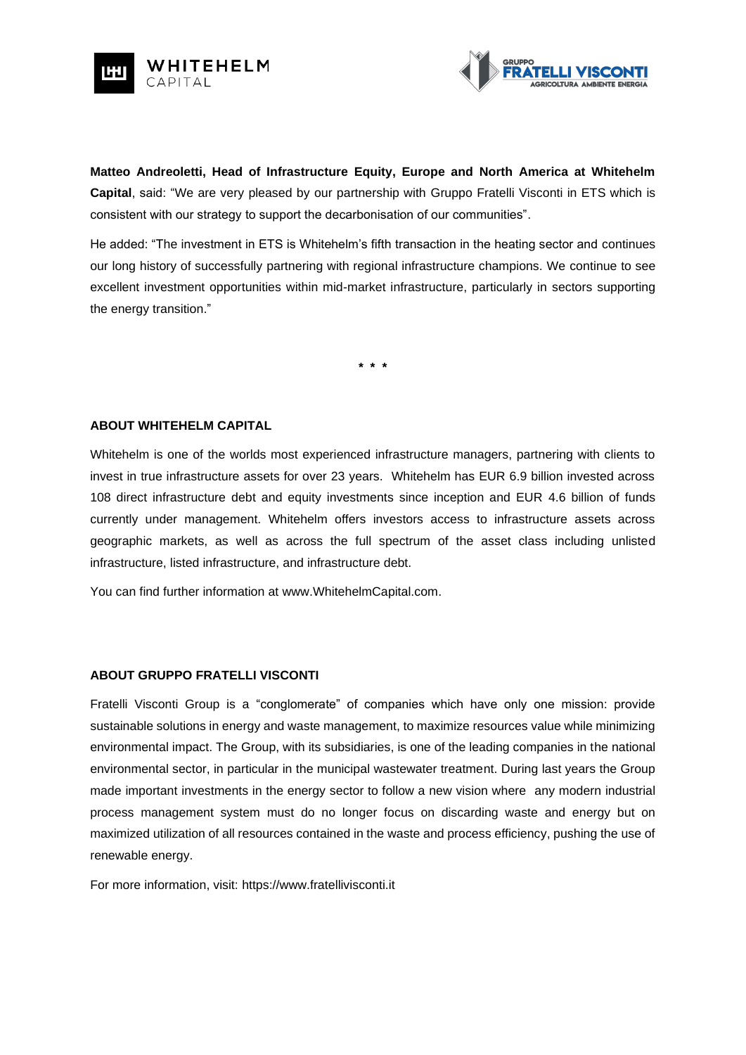**Matteo Andreoletti, Head of Infrastructure Equity, Europe and North America at Whitehelm Capital**, said: "We are very pleased by our partnership with Gruppo Fratelli Visconti in ETS which is consistent with our strategy to support the decarbonisation of our communities".

He added: "The investment in ETS is Whitehelm's fifth transaction in the heating sector and continues our long history of successfully partnering with regional infrastructure champions. We continue to see excellent investment opportunities within mid-market infrastructure, particularly in sectors supporting the energy transition."

\* \* \*

**ABOUT WHITEHELM CAPITAL**

Whitehelm is one of the worlds most experienced infrastructure managers, partnering with clients to invest in true infrastructure assets for over 23 years. Whitehelm has EUR 6.9 billion invested across 108 direct infrastructure debt and equity investments since inception and EUR 4.6 billion of funds currently under management. Whitehelm offers investors access to infrastructure assets across geographic markets, as well as across the full spectrum of the asset class including unlisted infrastructure, listed infrastructure, and infrastructure debt.

You can find further information at www.WhitehelmCapital.com.

**ABOUT GRUPPO FRATELLI VISCONTI**

Fratelli Visconti Group is a "conglomerate" of companies which have only one mission: provide sustainable solutions in energy and waste management, to maximize resources value while minimizing environmental impact. The Group, with its subsidiaries, is one of the leading companies in the national environmental sector, in particular in the municipal wastewater treatment. During last years the Group made important investments in the energy sector to follow a new vision where any modern industrial process management system must do no longer focus on discarding waste and energy but on maximized utilization of all resources contained in the waste and process efficiency, pushing the use of renewable energy.

For more information, visit: https://www.fratellivisconti.it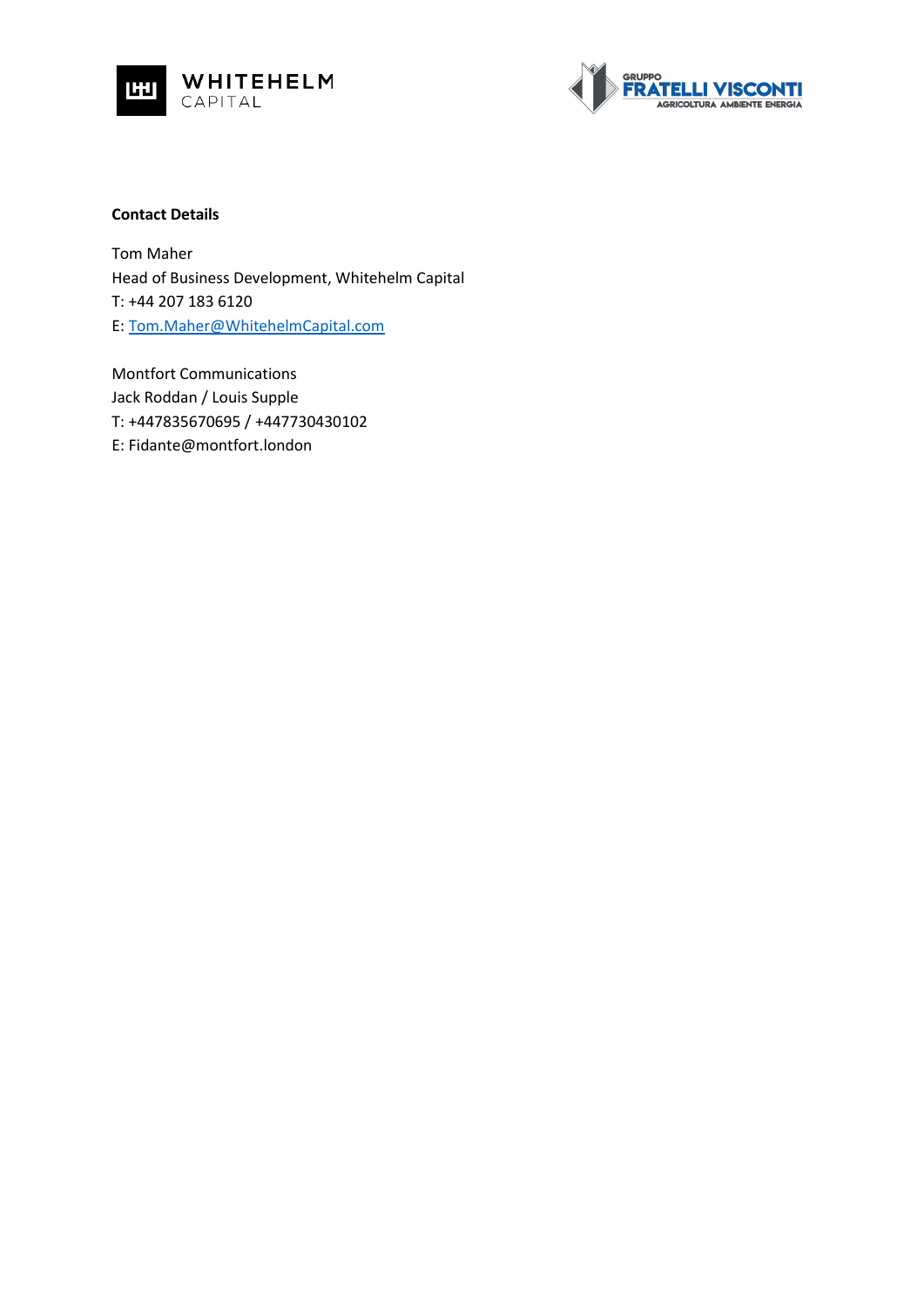**Contact Details**

Tom Maher
Head of Business Development, Whitehelm Capital
T: +44 207 183 6120
E: Tom.Maher@WhitehelmCapital.com

Montfort Communications
Jack Roddan / Louis Supple
T: +447835670695 / +447730430102
E: Fidante@montfort.london